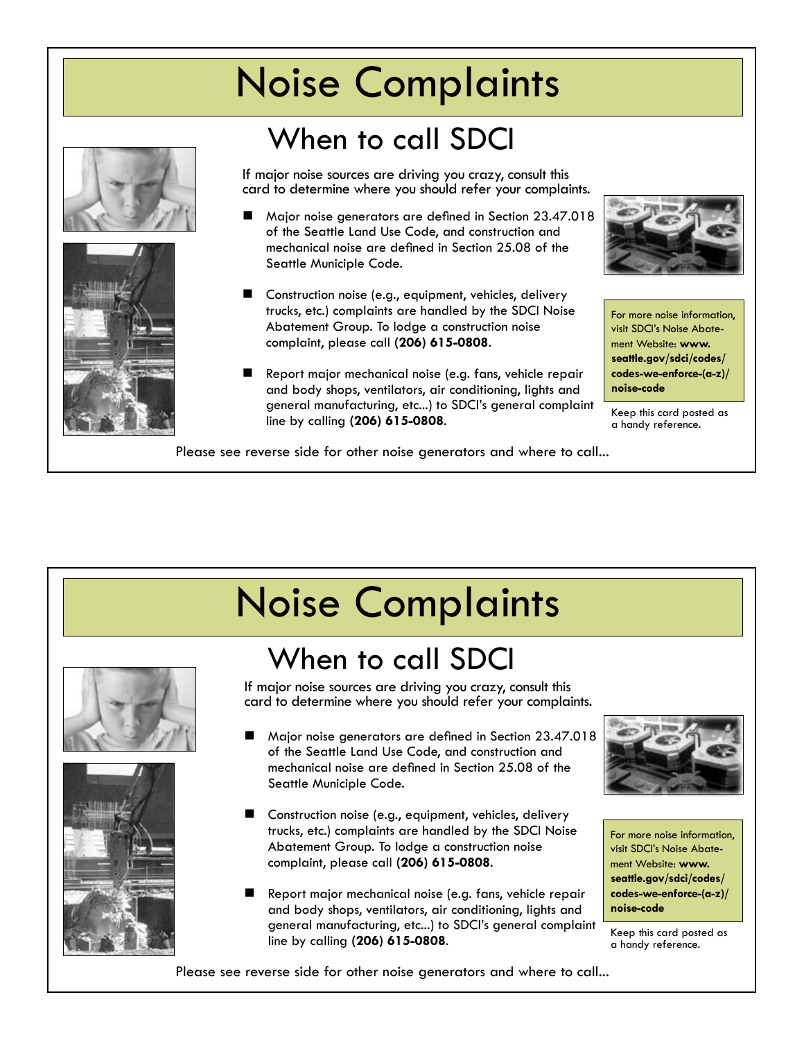# Noise Complaints

## When to call SDCI

If major noise sources are driving you crazy, consult this card to determine where you should refer your complaints.

- Major noise generators are defined in Section 23.47.018 of the Seattle Land Use Code, and construction and mechanical noise are defined in Section 25.08 of the Seattle Municiple Code.
- Construction noise (e.g., equipment, vehicles, delivery trucks, etc.) complaints are handled by the SDCI Noise Abatement Group. To lodge a construction noise complaint, please call **(206) 615-0808**.
- Report major mechanical noise (e.g. fans, vehicle repair and body shops, ventilators, air conditioning, lights and general manufacturing, etc...) to SDCI's general complaint line by calling **(206) 615-0808**.

For more noise information, visit SDCI's Noise Abatement Website: **www.seattle.gov/sdci/codes/codes-we-enforce-(a-z)/noise-code**

Keep this card posted as a handy reference.

Please see reverse side for other noise generators and where to call...

# Noise Complaints

## When to call SDCI

If major noise sources are driving you crazy, consult this card to determine where you should refer your complaints.

- Major noise generators are defined in Section 23.47.018 of the Seattle Land Use Code, and construction and mechanical noise are defined in Section 25.08 of the Seattle Municiple Code.
- Construction noise (e.g., equipment, vehicles, delivery trucks, etc.) complaints are handled by the SDCI Noise Abatement Group. To lodge a construction noise complaint, please call **(206) 615-0808**.
- Report major mechanical noise (e.g. fans, vehicle repair and body shops, ventilators, air conditioning, lights and general manufacturing, etc...) to SDCI's general complaint line by calling **(206) 615-0808**.

For more noise information, visit SDCI's Noise Abatement Website: **www.seattle.gov/sdci/codes/codes-we-enforce-(a-z)/noise-code**

Keep this card posted as a handy reference.

Please see reverse side for other noise generators and where to call...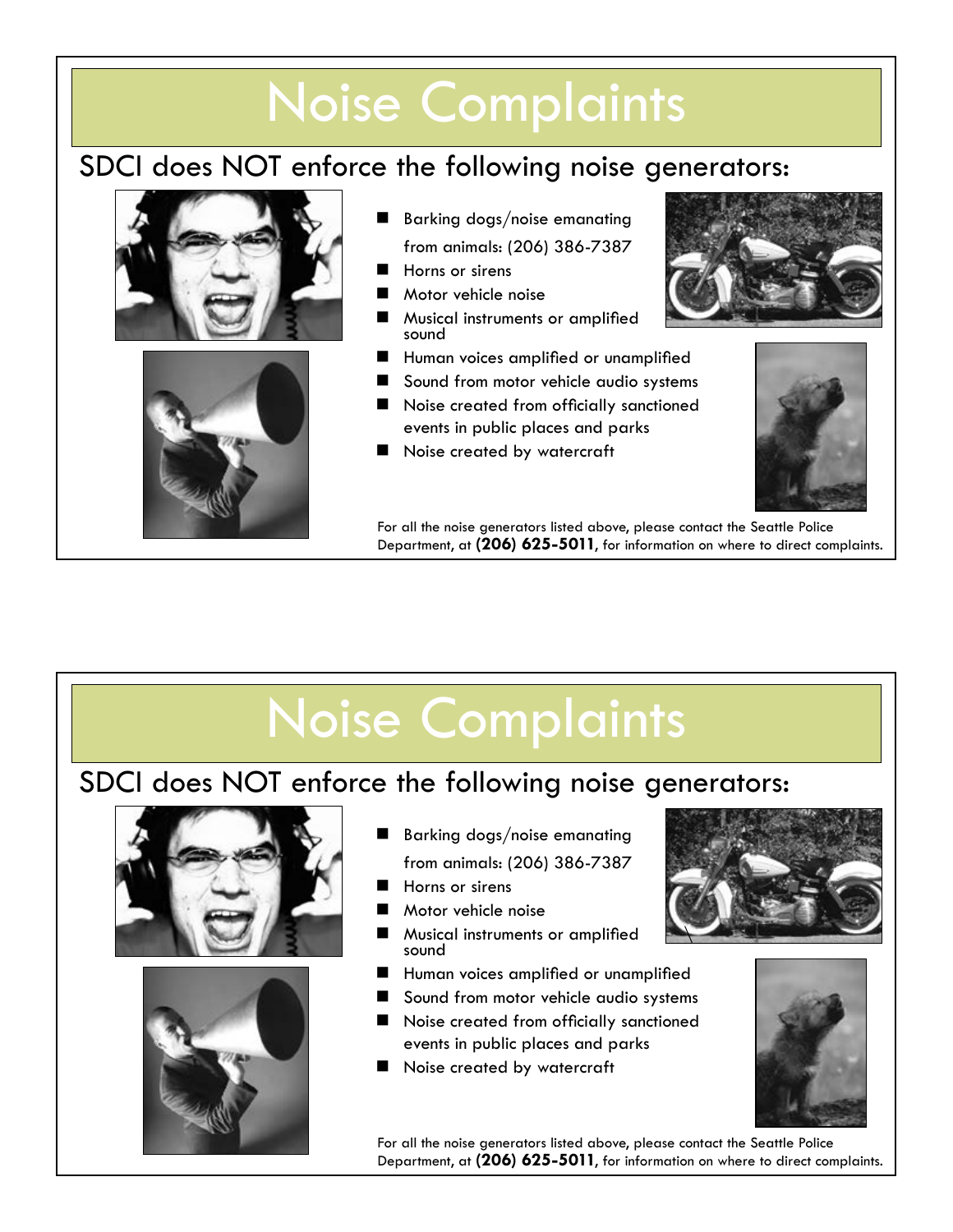# Noise Complaints

## SDCI does NOT enforce the following noise generators:

- Barking dogs/noise emanating from animals: (206) 386-7387
- Horns or sirens
- Motor vehicle noise
- Musical instruments or amplified sound
- Human voices amplified or unamplified
- Sound from motor vehicle audio systems
- Noise created from officially sanctioned events in public places and parks
- Noise created by watercraft

For all the noise generators listed above, please contact the Seattle Police Department, at **(206) 625-5011**, for information on where to direct complaints.

# Noise Complaints

## SDCI does NOT enforce the following noise generators:

- Barking dogs/noise emanating from animals: (206) 386-7387
- Horns or sirens
- Motor vehicle noise
- Musical instruments or amplified sound
- Human voices amplified or unamplified
- Sound from motor vehicle audio systems
- Noise created from officially sanctioned events in public places and parks
- Noise created by watercraft

For all the noise generators listed above, please contact the Seattle Police Department, at **(206) 625-5011**, for information on where to direct complaints.